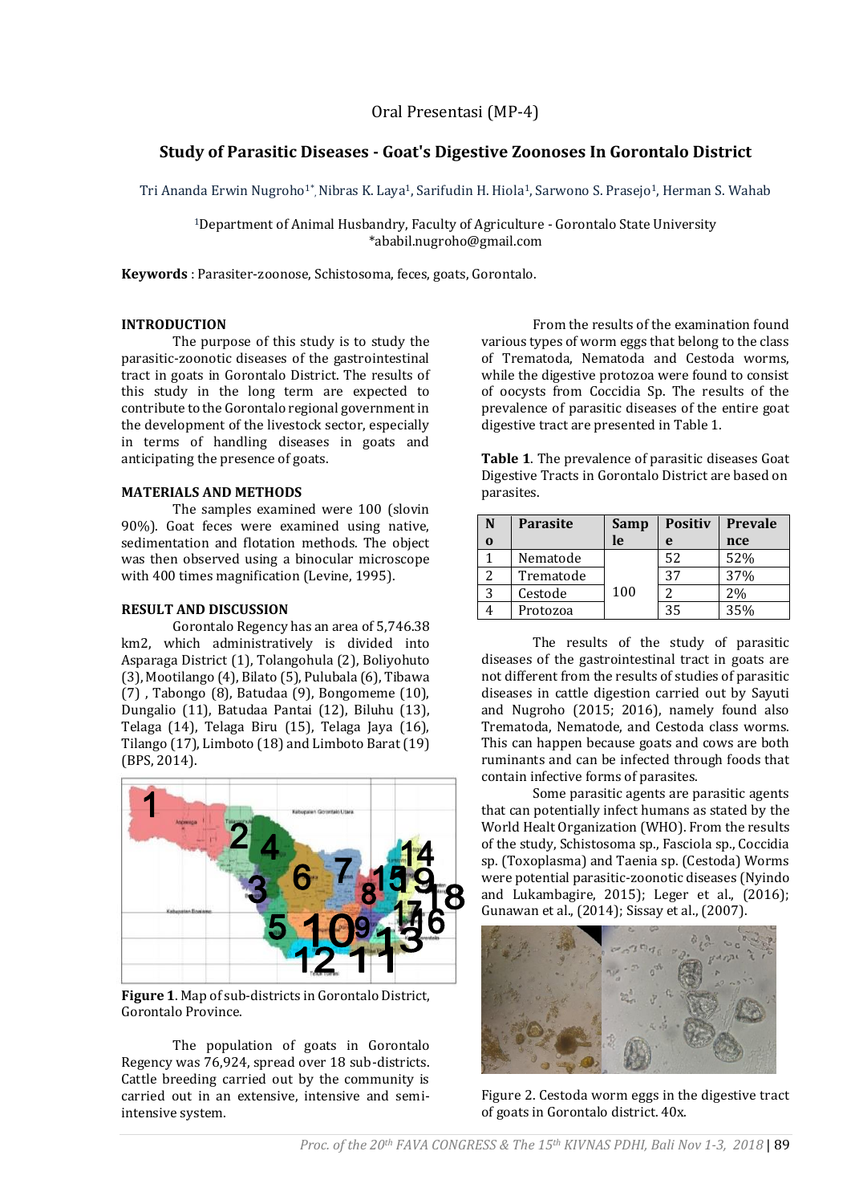Oral Presentasi (MP-4)

# Study of Parasitic Diseases - Goat's Digestive Zoonoses In Gorontalo District

Tri Ananda Erwin Nugroho[1*], Nibras K. Laya[1], Sarifudin H. Hiola[1], Sarwono S. Prasejo[1], Herman S. Wahab

[1]Department of Animal Husbandry, Faculty of Agriculture - Gorontalo State University
*ababil.nugroho@gmail.com

**Keywords** : Parasiter-zoonose, Schistosoma, feces, goats, Gorontalo.

## INTRODUCTION

The purpose of this study is to study the parasitic-zoonotic diseases of the gastrointestinal tract in goats in Gorontalo District. The results of this study in the long term are expected to contribute to the Gorontalo regional government in the development of the livestock sector, especially in terms of handling diseases in goats and anticipating the presence of goats.

## MATERIALS AND METHODS

The samples examined were 100 (slovin 90%). Goat feces were examined using native, sedimentation and flotation methods. The object was then observed using a binocular microscope with 400 times magnification (Levine, 1995).

## RESULT AND DISCUSSION

Gorontalo Regency has an area of 5,746.38 km2, which administratively is divided into Asparaga District (1), Tolangohula (2), Boliyohuto (3), Mootilango (4), Bilato (5), Pulubala (6), Tibawa (7) , Tabongo (8), Batudaa (9), Bongomeme (10), Dungalio (11), Batudaa Pantai (12), Biluhu (13), Telaga (14), Telaga Biru (15), Telaga Jaya (16), Tilango (17), Limboto (18) and Limboto Barat (19) (BPS, 2014).

**Figure 1**. Map of sub-districts in Gorontalo District, Gorontalo Province.

The population of goats in Gorontalo Regency was 76,924, spread over 18 sub-districts. Cattle breeding carried out by the community is carried out in an extensive, intensive and semi-intensive system.

From the results of the examination found various types of worm eggs that belong to the class of Trematoda, Nematoda and Cestoda worms, while the digestive protozoa were found to consist of oocysts from Coccidia Sp. The results of the prevalence of parasitic diseases of the entire goat digestive tract are presented in Table 1.

**Table 1**. The prevalence of parasitic diseases Goat Digestive Tracts in Gorontalo District are based on parasites.

| No | Parasite | Sample | Positive | Prevalence |
|---|---|---|---|---|
| 1 | Nematode | 100 | 52 | 52% |
| 2 | Trematode | | 37 | 37% |
| 3 | Cestode | | 2 | 2% |
| 4 | Protozoa | | 35 | 35% |

The results of the study of parasitic diseases of the gastrointestinal tract in goats are not different from the results of studies of parasitic diseases in cattle digestion carried out by Sayuti and Nugroho (2015; 2016), namely found also Trematoda, Nematode, and Cestoda class worms. This can happen because goats and cows are both ruminants and can be infected through foods that contain infective forms of parasites.

Some parasitic agents are parasitic agents that can potentially infect humans as stated by the World Healt Organization (WHO). From the results of the study, Schistosoma sp., Fasciola sp., Coccidia sp. (Toxoplasma) and Taenia sp. (Cestoda) Worms were potential parasitic-zoonotic diseases (Nyindo and Lukambagire, 2015); Leger et al., (2016); Gunawan et al., (2014); Sissay et al., (2007).

Figure 2. Cestoda worm eggs in the digestive tract of goats in Gorontalo district. 40x.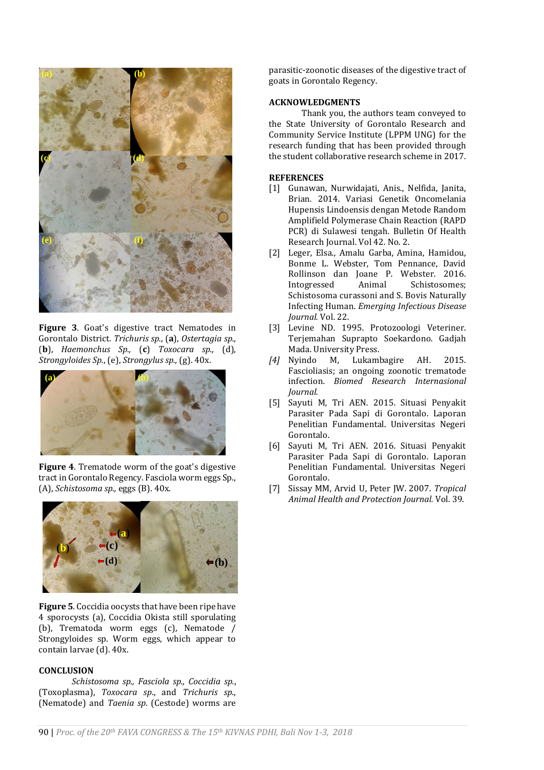**Figure 3**. Goat's digestive tract Nematodes in Gorontalo District. *Trichuris sp.*, (**a**), *Ostertagia sp.,* (**b**), *Haemonchus Sp.,* (**c**) *Toxocara sp.,* (d), *Strongyloides Sp.*, (e), *Strongylus sp.,* (g). 40x.

**Figure 4**. Trematode worm of the goat's digestive tract in Gorontalo Regency. Fasciola worm eggs Sp., (A), *Schistosoma sp.,* eggs (B). 40x.

**Figure 5**. Coccidia oocysts that have been ripe have 4 sporocysts (a), Coccidia Okista still sporulating (b), Trematoda worm eggs (c), Nematode / Strongyloides sp. Worm eggs, which appear to contain larvae (d). 40x.

## CONCLUSION

*Schistosoma sp., Fasciola sp., Coccidia sp.*, (Toxoplasma), *Toxocara sp.*, and *Trichuris sp.*, (Nematode) and *Taenia sp.* (Cestode) worms are parasitic-zoonotic diseases of the digestive tract of goats in Gorontalo Regency.

## ACKNOWLEDGMENTS

Thank you, the authors team conveyed to the State University of Gorontalo Research and Community Service Institute (LPPM UNG) for the research funding that has been provided through the student collaborative research scheme in 2017.

## REFERENCES

[1] Gunawan, Nurwidajati, Anis., Nelfida, Janita, Brian. 2014. Variasi Genetik Oncomelania Hupensis Lindoensis dengan Metode Random Amplifield Polymerase Chain Reaction (RAPD PCR) di Sulawesi tengah. Bulletin Of Health Research Journal. Vol 42. No. 2.

[2] Leger, Elsa., Amalu Garba, Amina, Hamidou, Bonme L. Webster, Tom Pennance, David Rollinson dan Joane P. Webster. 2016. Intogressed Animal Schistosomes; Schistosoma curassoni and S. Bovis Naturally Infecting Human. *Emerging Infectious Disease Journal.* Vol. 22.

[3] Levine ND. 1995. Protozoologi Veteriner. Terjemahan Suprapto Soekardono. Gadjah Mada. University Press.

*[4]* Nyindo M, Lukambagire AH. 2015. Fascioliasis; an ongoing zoonotic trematode infection. *Biomed Research Internasional Journal.*

[5] Sayuti M, Tri AEN. 2015. Situasi Penyakit Parasiter Pada Sapi di Gorontalo. Laporan Penelitian Fundamental. Universitas Negeri Gorontalo.

[6] Sayuti M, Tri AEN. 2016. Situasi Penyakit Parasiter Pada Sapi di Gorontalo. Laporan Penelitian Fundamental. Universitas Negeri Gorontalo.

[7] Sissay MM, Arvid U, Peter JW. 2007. *Tropical Animal Health and Protection Journal.* Vol. 39.